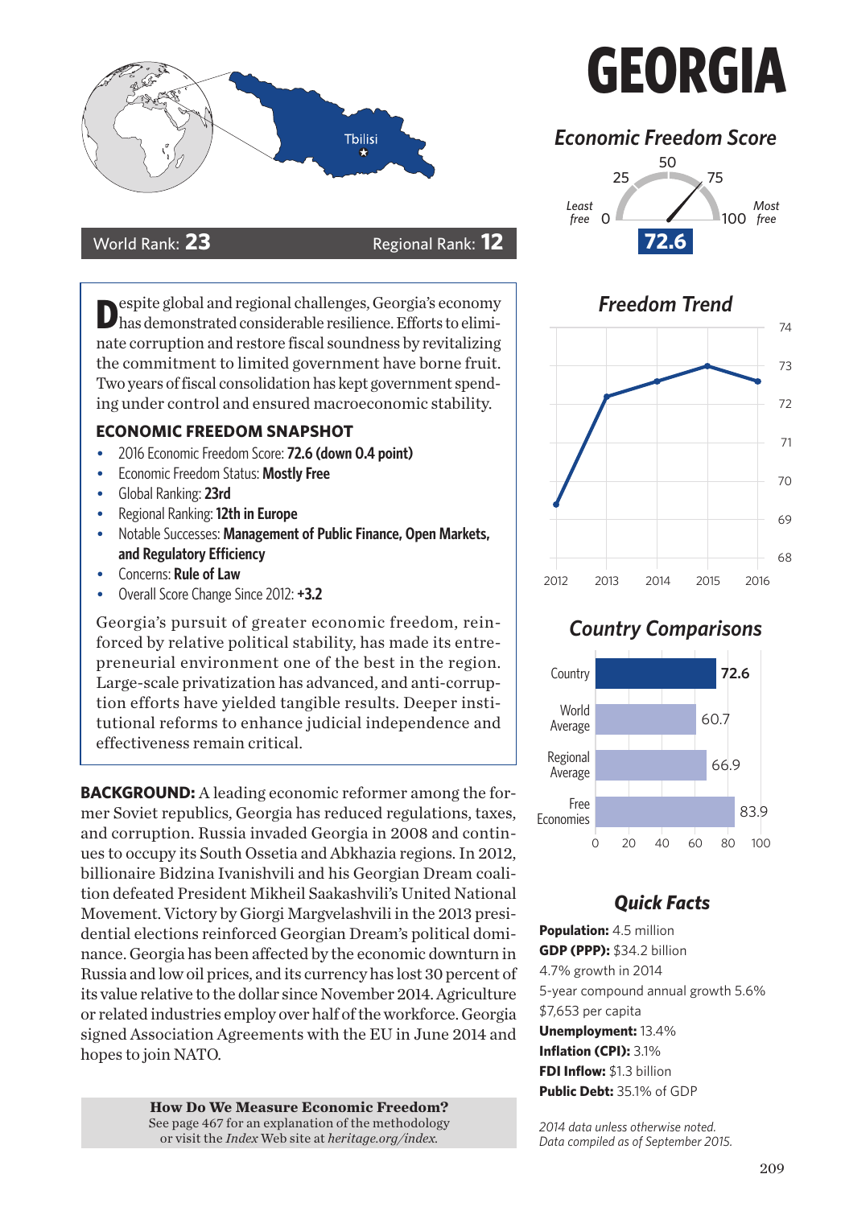# GEORGIA

World Rank: **23** Regional Rank: **12**

## Economic Freedom Score

Least free 0 — 25 — 50 — 75 — 100 Most free

**72.6**

## Freedom Trend

| Year | Score |
|---|---|
| 2012 | 69.4 |
| 2013 | 72.2 |
| 2014 | 72.6 |
| 2015 | 73.0 |
| 2016 | 72.6 |

## Country Comparisons

| | Score |
|---|---|
| Country | 72.6 |
| World Average | 60.7 |
| Regional Average | 66.9 |
| Free Economies | 83.9 |

Despite global and regional challenges, Georgia's economy has demonstrated considerable resilience. Efforts to eliminate corruption and restore fiscal soundness by revitalizing the commitment to limited government have borne fruit. Two years of fiscal consolidation has kept government spending under control and ensured macroeconomic stability.

### ECONOMIC FREEDOM SNAPSHOT

- 2016 Economic Freedom Score: **72.6 (down 0.4 point)**
- Economic Freedom Status: **Mostly Free**
- Global Ranking: **23rd**
- Regional Ranking: **12th in Europe**
- Notable Successes: **Management of Public Finance, Open Markets, and Regulatory Efficiency**
- Concerns: **Rule of Law**
- Overall Score Change Since 2012: **+3.2**

Georgia's pursuit of greater economic freedom, reinforced by relative political stability, has made its entrepreneurial environment one of the best in the region. Large-scale privatization has advanced, and anti-corruption efforts have yielded tangible results. Deeper institutional reforms to enhance judicial independence and effectiveness remain critical.

**BACKGROUND:** A leading economic reformer among the former Soviet republics, Georgia has reduced regulations, taxes, and corruption. Russia invaded Georgia in 2008 and continues to occupy its South Ossetia and Abkhazia regions. In 2012, billionaire Bidzina Ivanishvili and his Georgian Dream coalition defeated President Mikheil Saakashvili's United National Movement. Victory by Giorgi Margvelashvili in the 2013 presidential elections reinforced Georgian Dream's political dominance. Georgia has been affected by the economic downturn in Russia and low oil prices, and its currency has lost 30 percent of its value relative to the dollar since November 2014. Agriculture or related industries employ over half of the workforce. Georgia signed Association Agreements with the EU in June 2014 and hopes to join NATO.

**How Do We Measure Economic Freedom?**
See page 467 for an explanation of the methodology or visit the *Index* Web site at *heritage.org/index.*

## Quick Facts

**Population:** 4.5 million
**GDP (PPP):** $34.2 billion
4.7% growth in 2014
5-year compound annual growth 5.6%
$7,653 per capita
**Unemployment:** 13.4%
**Inflation (CPI):** 3.1%
**FDI Inflow:** $1.3 billion
**Public Debt:** 35.1% of GDP

*2014 data unless otherwise noted.*
*Data compiled as of September 2015.*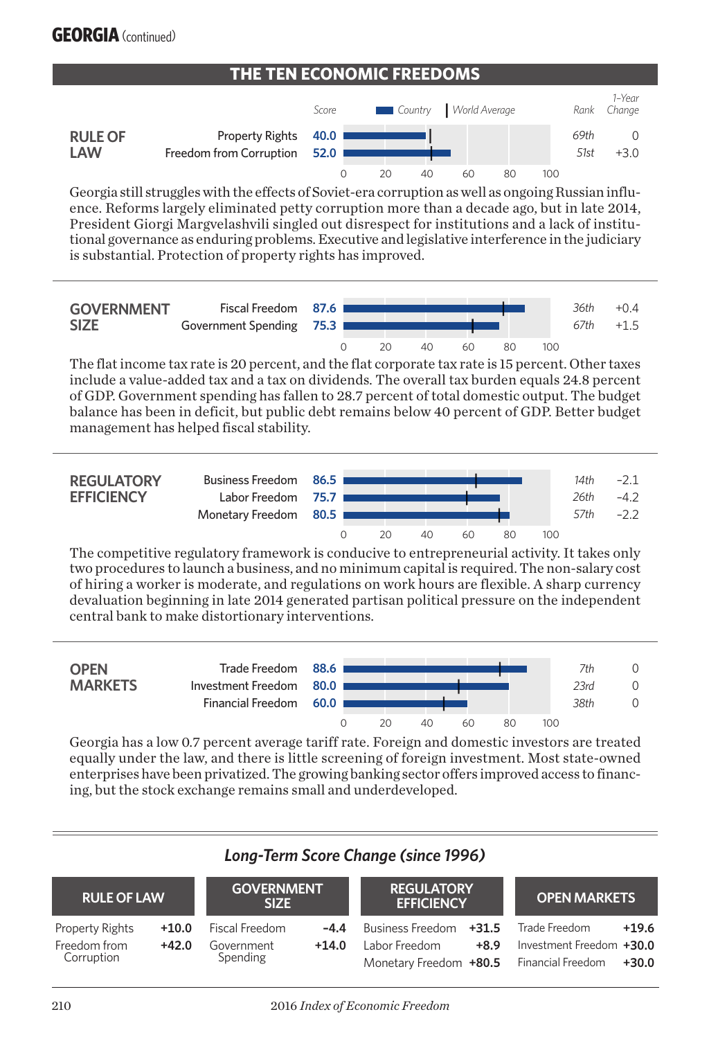## GEORGIA (continued)

### THE TEN ECONOMIC FREEDOMS

Score | Country | World Average | Rank | 1-Year Change

**RULE OF LAW**

Property Rights 40.0 69th 0
Freedom from Corruption 52.0 51st +3.0

0 20 40 60 80 100

Georgia still struggles with the effects of Soviet-era corruption as well as ongoing Russian influence. Reforms largely eliminated petty corruption more than a decade ago, but in late 2014, President Giorgi Margvelashvili singled out disrespect for institutions and a lack of institutional governance as enduring problems. Executive and legislative interference in the judiciary is substantial. Protection of property rights has improved.

**GOVERNMENT SIZE**

Fiscal Freedom 87.6 36th +0.4
Government Spending 75.3 67th +1.5

0 20 40 60 80 100

The flat income tax rate is 20 percent, and the flat corporate tax rate is 15 percent. Other taxes include a value-added tax and a tax on dividends. The overall tax burden equals 24.8 percent of GDP. Government spending has fallen to 28.7 percent of total domestic output. The budget balance has been in deficit, but public debt remains below 40 percent of GDP. Better budget management has helped fiscal stability.

**REGULATORY EFFICIENCY**

Business Freedom 86.5 14th −2.1
Labor Freedom 75.7 26th −4.2
Monetary Freedom 80.5 57th −2.2

0 20 40 60 80 100

The competitive regulatory framework is conducive to entrepreneurial activity. It takes only two procedures to launch a business, and no minimum capital is required. The non-salary cost of hiring a worker is moderate, and regulations on work hours are flexible. A sharp currency devaluation beginning in late 2014 generated partisan political pressure on the independent central bank to make distortionary interventions.

**OPEN MARKETS**

Trade Freedom 88.6 7th 0
Investment Freedom 80.0 23rd 0
Financial Freedom 60.0 38th 0

0 20 40 60 80 100

Georgia has a low 0.7 percent average tariff rate. Foreign and domestic investors are treated equally under the law, and there is little screening of foreign investment. Most state-owned enterprises have been privatized. The growing banking sector offers improved access to financing, but the stock exchange remains small and underdeveloped.

### *Long-Term Score Change (since 1996)*

| RULE OF LAW | | GOVERNMENT SIZE | | REGULATORY EFFICIENCY | | OPEN MARKETS | |
|---|---|---|---|---|---|---|---|
| Property Rights | +10.0 | Fiscal Freedom | −4.4 | Business Freedom | +31.5 | Trade Freedom | +19.6 |
| Freedom from Corruption | +42.0 | Government Spending | +14.0 | Labor Freedom | +8.9 | Investment Freedom | +30.0 |
| | | | | Monetary Freedom | +80.5 | Financial Freedom | +30.0 |